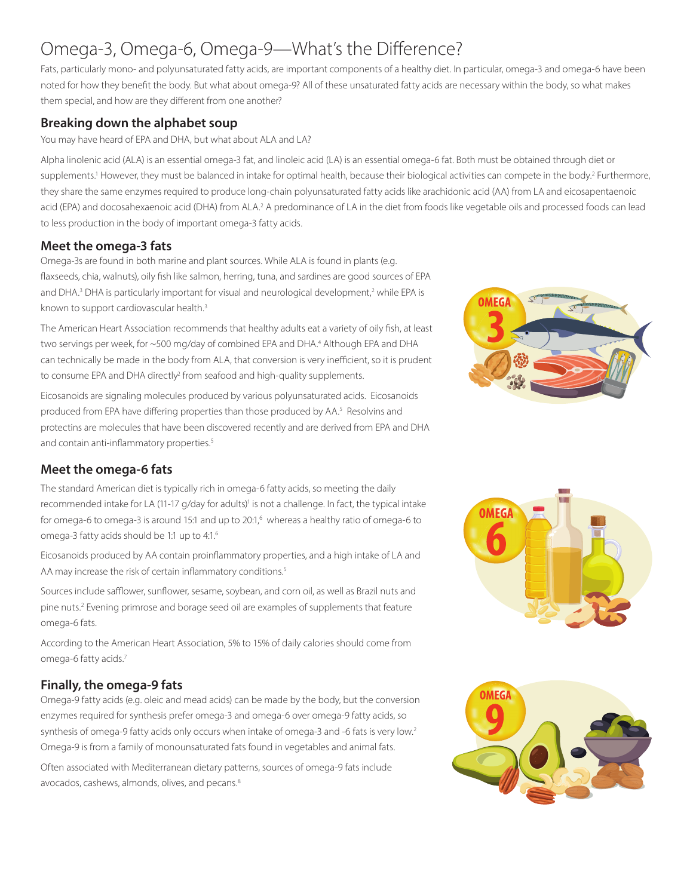# Omega-3, Omega-6, Omega-9—What's the Difference?

Fats, particularly mono- and polyunsaturated fatty acids, are important components of a healthy diet. In particular, omega-3 and omega-6 have been noted for how they benefit the body. But what about omega-9? All of these unsaturated fatty acids are necessary within the body, so what makes them special, and how are they different from one another?

## Breaking down the alphabet soup

You may have heard of EPA and DHA, but what about ALA and LA?

Alpha linolenic acid (ALA) is an essential omega-3 fat, and linoleic acid (LA) is an essential omega-6 fat. Both must be obtained through diet or supplements.[1] However, they must be balanced in intake for optimal health, because their biological activities can compete in the body.[2] Furthermore, they share the same enzymes required to produce long-chain polyunsaturated fatty acids like arachidonic acid (AA) from LA and eicosapentaenoic acid (EPA) and docosahexaenoic acid (DHA) from ALA.[2] A predominance of LA in the diet from foods like vegetable oils and processed foods can lead to less production in the body of important omega-3 fatty acids.

## Meet the omega-3 fats

Omega-3s are found in both marine and plant sources. While ALA is found in plants (e.g. flaxseeds, chia, walnuts), oily fish like salmon, herring, tuna, and sardines are good sources of EPA and DHA.[3] DHA is particularly important for visual and neurological development,[2] while EPA is known to support cardiovascular health.[3]

The American Heart Association recommends that healthy adults eat a variety of oily fish, at least two servings per week, for ~500 mg/day of combined EPA and DHA.[4] Although EPA and DHA can technically be made in the body from ALA, that conversion is very inefficient, so it is prudent to consume EPA and DHA directly[2] from seafood and high-quality supplements.

Eicosanoids are signaling molecules produced by various polyunsaturated acids. Eicosanoids produced from EPA have differing properties than those produced by AA.[5] Resolvins and protectins are molecules that have been discovered recently and are derived from EPA and DHA and contain anti-inflammatory properties.[5]

## Meet the omega-6 fats

The standard American diet is typically rich in omega-6 fatty acids, so meeting the daily recommended intake for LA (11-17 g/day for adults)[1] is not a challenge. In fact, the typical intake for omega-6 to omega-3 is around 15:1 and up to 20:1,[6] whereas a healthy ratio of omega-6 to omega-3 fatty acids should be 1:1 up to 4:1.[6]

Eicosanoids produced by AA contain proinflammatory properties, and a high intake of LA and AA may increase the risk of certain inflammatory conditions.[5]

Sources include safflower, sunflower, sesame, soybean, and corn oil, as well as Brazil nuts and pine nuts.[2] Evening primrose and borage seed oil are examples of supplements that feature omega-6 fats.

According to the American Heart Association, 5% to 15% of daily calories should come from omega-6 fatty acids.[7]

## Finally, the omega-9 fats

Omega-9 fatty acids (e.g. oleic and mead acids) can be made by the body, but the conversion enzymes required for synthesis prefer omega-3 and omega-6 over omega-9 fatty acids, so synthesis of omega-9 fatty acids only occurs when intake of omega-3 and -6 fats is very low.[2] Omega-9 is from a family of monounsaturated fats found in vegetables and animal fats.

Often associated with Mediterranean dietary patterns, sources of omega-9 fats include avocados, cashews, almonds, olives, and pecans.[8]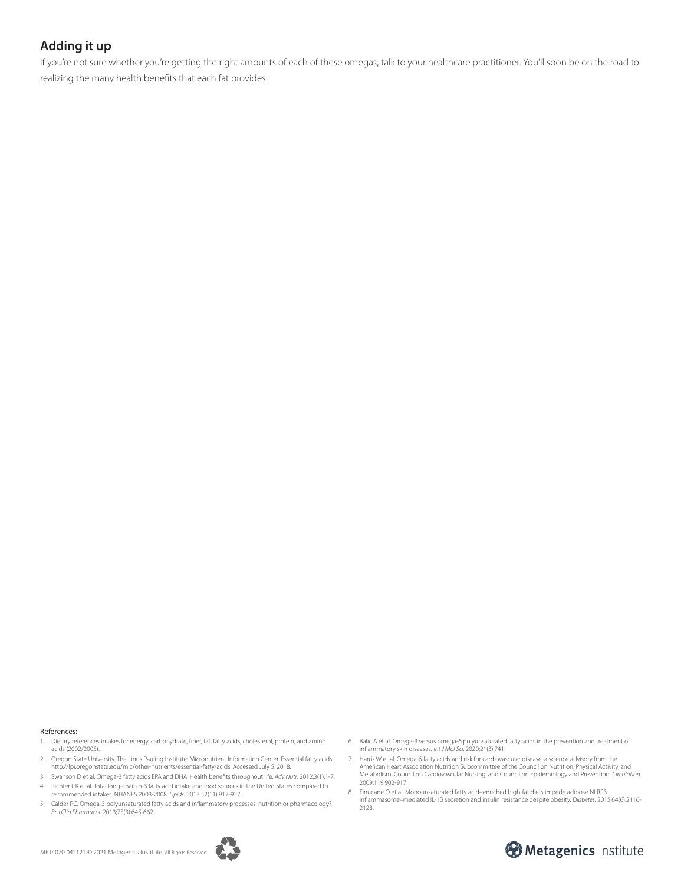## Adding it up

If you're not sure whether you're getting the right amounts of each of these omegas, talk to your healthcare practitioner. You'll soon be on the road to realizing the many health benefits that each fat provides.

References:

1. Dietary references intakes for energy, carbohydrate, fiber, fat, fatty acids, cholesterol, protein, and amino acids (2002/2005).
2. Oregon State University. The Linus Pauling Institute: Micronutrient Information Center. Essential fatty acids. http://lpi.oregonstate.edu/mic/other-nutrients/essential-fatty-acids. Accessed July 5, 2018.
3. Swanson D et al. Omega-3 fatty acids EPA and DHA: Health benefits throughout life. *Adv Nutr.* 2012;3(1):1-7.
4. Richter CK et al. Total long-chain n-3 fatty acid intake and food sources in the United States compared to recommended intakes: NHANES 2003-2008. *Lipids.* 2017;52(11):917-927.
5. Calder PC. Omega-3 polyunsaturated fatty acids and inflammatory processes: nutrition or pharmacology? *Br J Clin Pharmacol.* 2013;75(3):645-662.
6. Balic A et al. Omega-3 versus omega-6 polyunsaturated fatty acids in the prevention and treatment of inflammatory skin diseases. *Int J Mol Sci.* 2020;21(3):741.
7. Harris W et al. Omega-6 fatty acids and risk for cardiovascular disease: a science advisory from the American Heart Association Nutrition Subcommittee of the Council on Nutrition, Physical Activity, and Metabolism; Council on Cardiovascular Nursing; and Council on Epidemiology and Prevention. *Circulation.* 2009;119;902-917.
8. Finucane O et al. Monounsaturated fatty acid–enriched high-fat diets impede adipose NLRP3 inflammasome–mediated IL-1β secretion and insulin resistance despite obesity. *Diabetes.* 2015;64(6):2116-2128.

MET4070 042121 © 2021 Metagenics Institute. All Rights Reserved.

Metagenics Institute